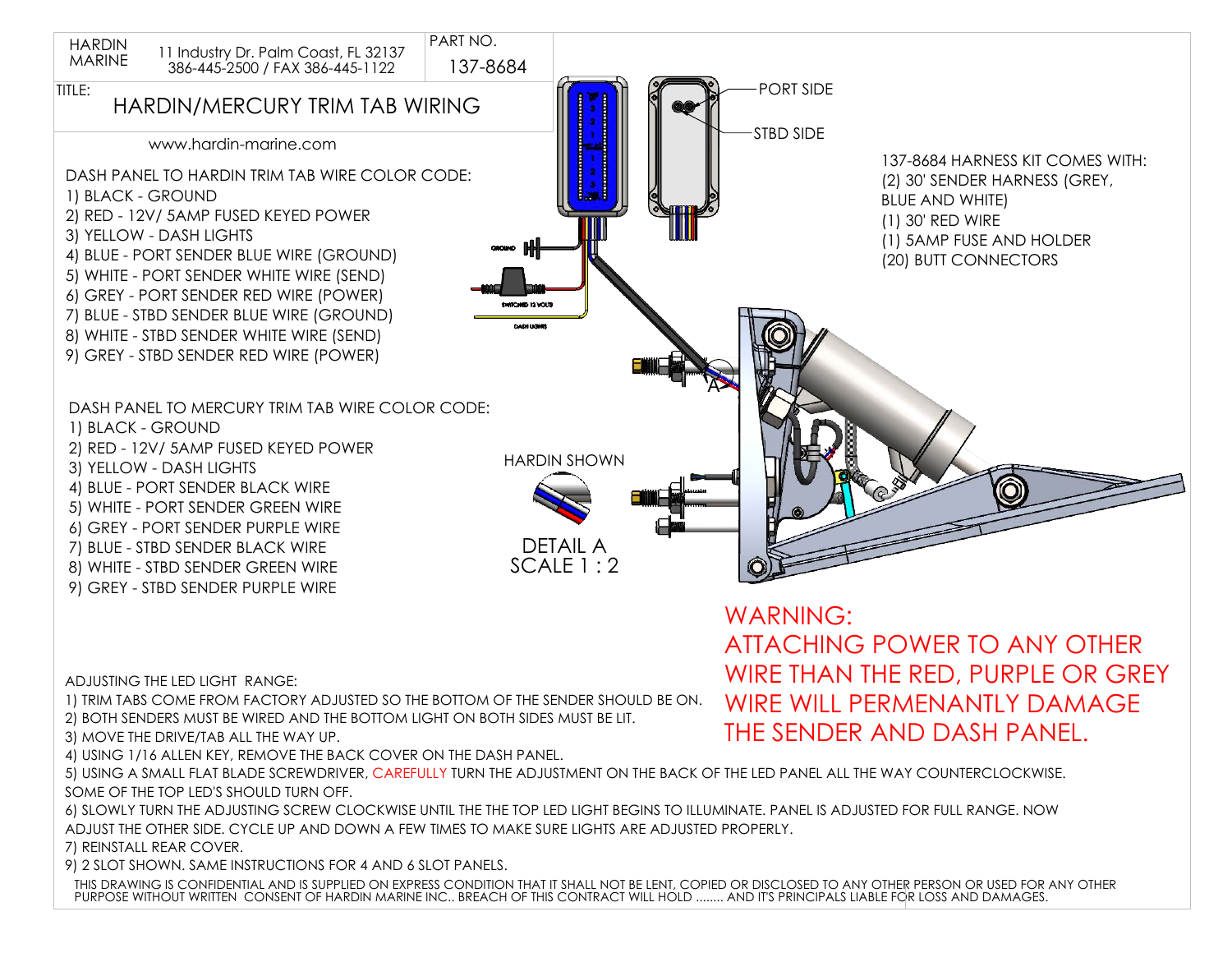HARDIN MARINE

11 Industry Dr. Palm Coast, FL 32137
386-445-2500 / FAX 386-445-1122

PART NO. 137-8684

TITLE:

# HARDIN/MERCURY TRIM TAB WIRING

www.hardin-marine.com

DASH PANEL TO HARDIN TRIM TAB WIRE COLOR CODE:

1) BLACK - GROUND
2) RED - 12V/ 5AMP FUSED KEYED POWER
3) YELLOW - DASH LIGHTS
4) BLUE - PORT SENDER BLUE WIRE (GROUND)
5) WHITE - PORT SENDER WHITE WIRE (SEND)
6) GREY - PORT SENDER RED WIRE (POWER)
7) BLUE - STBD SENDER BLUE WIRE (GROUND)
8) WHITE - STBD SENDER WHITE WIRE (SEND)
9) GREY - STBD SENDER RED WIRE (POWER)

DASH PANEL TO MERCURY TRIM TAB WIRE COLOR CODE:

1) BLACK - GROUND
2) RED - 12V/ 5AMP FUSED KEYED POWER
3) YELLOW - DASH LIGHTS
4) BLUE - PORT SENDER BLACK WIRE
5) WHITE - PORT SENDER GREEN WIRE
6) GREY - PORT SENDER PURPLE WIRE
7) BLUE - STBD SENDER BLACK WIRE
8) WHITE - STBD SENDER GREEN WIRE
9) GREY - STBD SENDER PURPLE WIRE

PORT SIDE

STBD SIDE

GROUND

SWITCHED 12 VOLTS

DASH LIGHTS

HARDIN SHOWN

DETAIL A
SCALE 1 : 2

137-8684 HARNESS KIT COMES WITH:
(2) 30' SENDER HARNESS (GREY, BLUE AND WHITE)
(1) 30' RED WIRE
(1) 5AMP FUSE AND HOLDER
(20) BUTT CONNECTORS

WARNING:
ATTACHING POWER TO ANY OTHER WIRE THAN THE RED, PURPLE OR GREY WIRE WILL PERMENANTLY DAMAGE THE SENDER AND DASH PANEL.

ADJUSTING THE LED LIGHT RANGE:

1) TRIM TABS COME FROM FACTORY ADJUSTED SO THE BOTTOM OF THE SENDER SHOULD BE ON.
2) BOTH SENDERS MUST BE WIRED AND THE BOTTOM LIGHT ON BOTH SIDES MUST BE LIT.
3) MOVE THE DRIVE/TAB ALL THE WAY UP.
4) USING 1/16 ALLEN KEY, REMOVE THE BACK COVER ON THE DASH PANEL.
5) USING A SMALL FLAT BLADE SCREWDRIVER, CAREFULLY TURN THE ADJUSTMENT ON THE BACK OF THE LED PANEL ALL THE WAY COUNTERCLOCKWISE. SOME OF THE TOP LED'S SHOULD TURN OFF.
6) SLOWLY TURN THE ADJUSTING SCREW CLOCKWISE UNTIL THE THE TOP LED LIGHT BEGINS TO ILLUMINATE. PANEL IS ADJUSTED FOR FULL RANGE. NOW ADJUST THE OTHER SIDE. CYCLE UP AND DOWN A FEW TIMES TO MAKE SURE LIGHTS ARE ADJUSTED PROPERLY.
7) REINSTALL REAR COVER.
9) 2 SLOT SHOWN. SAME INSTRUCTIONS FOR 4 AND 6 SLOT PANELS.

THIS DRAWING IS CONFIDENTIAL AND IS SUPPLIED ON EXPRESS CONDITION THAT IT SHALL NOT BE LENT, COPIED OR DISCLOSED TO ANY OTHER PERSON OR USED FOR ANY OTHER PURPOSE WITHOUT WRITTEN CONSENT OF HARDIN MARINE INC.. BREACH OF THIS CONTRACT WILL HOLD ........ AND IT'S PRINCIPALS LIABLE FOR LOSS AND DAMAGES.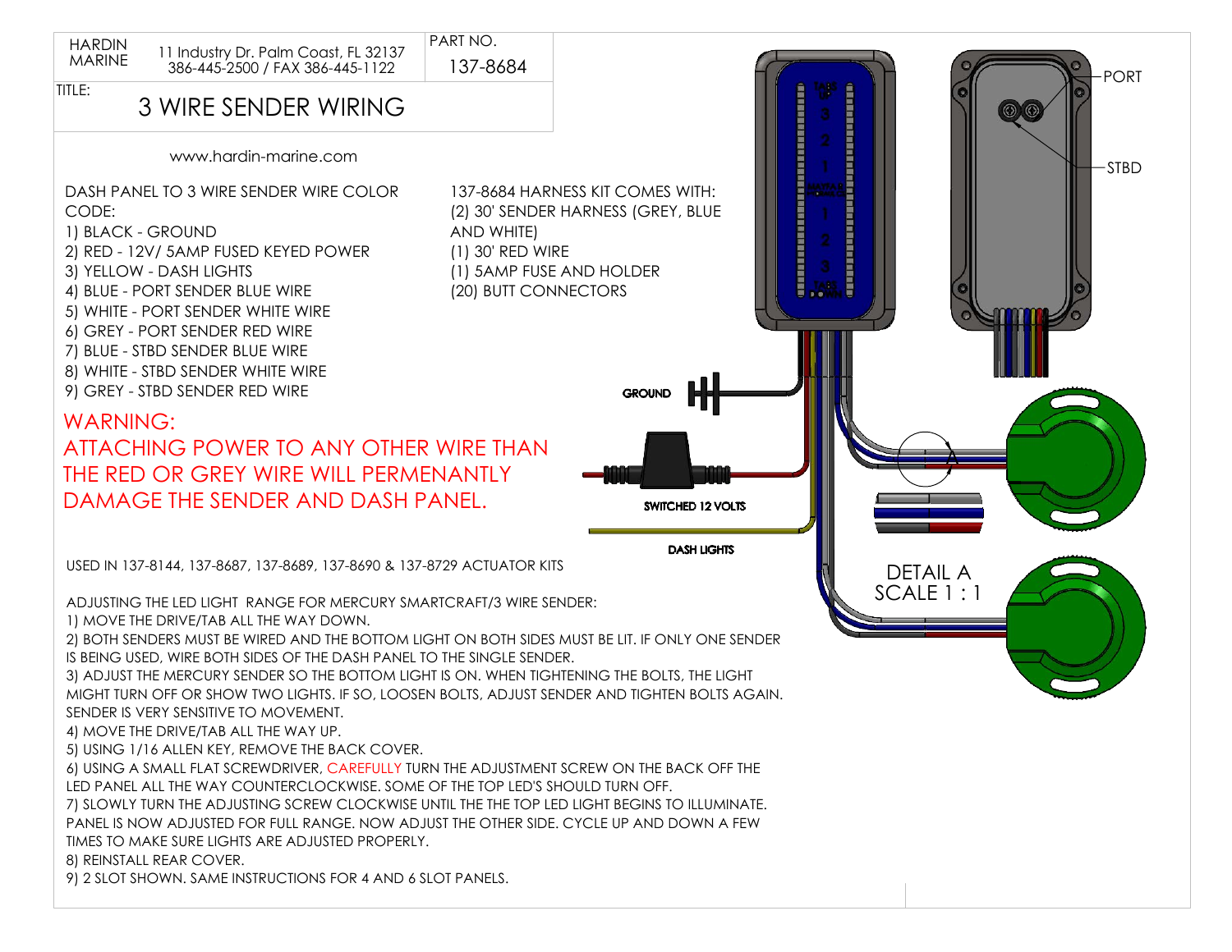HARDIN MARINE

11 Industry Dr. Palm Coast, FL 32137
386-445-2500 / FAX 386-445-1122

PART NO. 137-8684

TITLE:

# 3 WIRE SENDER WIRING

www.hardin-marine.com

DASH PANEL TO 3 WIRE SENDER WIRE COLOR CODE:

1) BLACK - GROUND
2) RED - 12V/ 5AMP FUSED KEYED POWER
3) YELLOW - DASH LIGHTS
4) BLUE - PORT SENDER BLUE WIRE
5) WHITE - PORT SENDER WHITE WIRE
6) GREY - PORT SENDER RED WIRE
7) BLUE - STBD SENDER BLUE WIRE
8) WHITE - STBD SENDER WHITE WIRE
9) GREY - STBD SENDER RED WIRE

137-8684 HARNESS KIT COMES WITH:

(2) 30' SENDER HARNESS (GREY, BLUE AND WHITE)
(1) 30' RED WIRE
(1) 5AMP FUSE AND HOLDER
(20) BUTT CONNECTORS

**WARNING:**
**ATTACHING POWER TO ANY OTHER WIRE THAN THE RED OR GREY WIRE WILL PERMENANTLY DAMAGE THE SENDER AND DASH PANEL.**

GROUND

SWITCHED 12 VOLTS

DASH LIGHTS

PORT

STBD

DETAIL A
SCALE 1 : 1

USED IN 137-8144, 137-8687, 137-8689, 137-8690 & 137-8729 ACTUATOR KITS

ADJUSTING THE LED LIGHT RANGE FOR MERCURY SMARTCRAFT/3 WIRE SENDER:

1) MOVE THE DRIVE/TAB ALL THE WAY DOWN.
2) BOTH SENDERS MUST BE WIRED AND THE BOTTOM LIGHT ON BOTH SIDES MUST BE LIT. IF ONLY ONE SENDER IS BEING USED, WIRE BOTH SIDES OF THE DASH PANEL TO THE SINGLE SENDER.
3) ADJUST THE MERCURY SENDER SO THE BOTTOM LIGHT IS ON. WHEN TIGHTENING THE BOLTS, THE LIGHT MIGHT TURN OFF OR SHOW TWO LIGHTS. IF SO, LOOSEN BOLTS, ADJUST SENDER AND TIGHTEN BOLTS AGAIN. SENDER IS VERY SENSITIVE TO MOVEMENT.
4) MOVE THE DRIVE/TAB ALL THE WAY UP.
5) USING 1/16 ALLEN KEY, REMOVE THE BACK COVER.
6) USING A SMALL FLAT SCREWDRIVER, CAREFULLY TURN THE ADJUSTMENT SCREW ON THE BACK OFF THE LED PANEL ALL THE WAY COUNTERCLOCKWISE. SOME OF THE TOP LED'S SHOULD TURN OFF.
7) SLOWLY TURN THE ADJUSTING SCREW CLOCKWISE UNTIL THE THE TOP LED LIGHT BEGINS TO ILLUMINATE. PANEL IS NOW ADJUSTED FOR FULL RANGE. NOW ADJUST THE OTHER SIDE. CYCLE UP AND DOWN A FEW TIMES TO MAKE SURE LIGHTS ARE ADJUSTED PROPERLY.
8) REINSTALL REAR COVER.
9) 2 SLOT SHOWN. SAME INSTRUCTIONS FOR 4 AND 6 SLOT PANELS.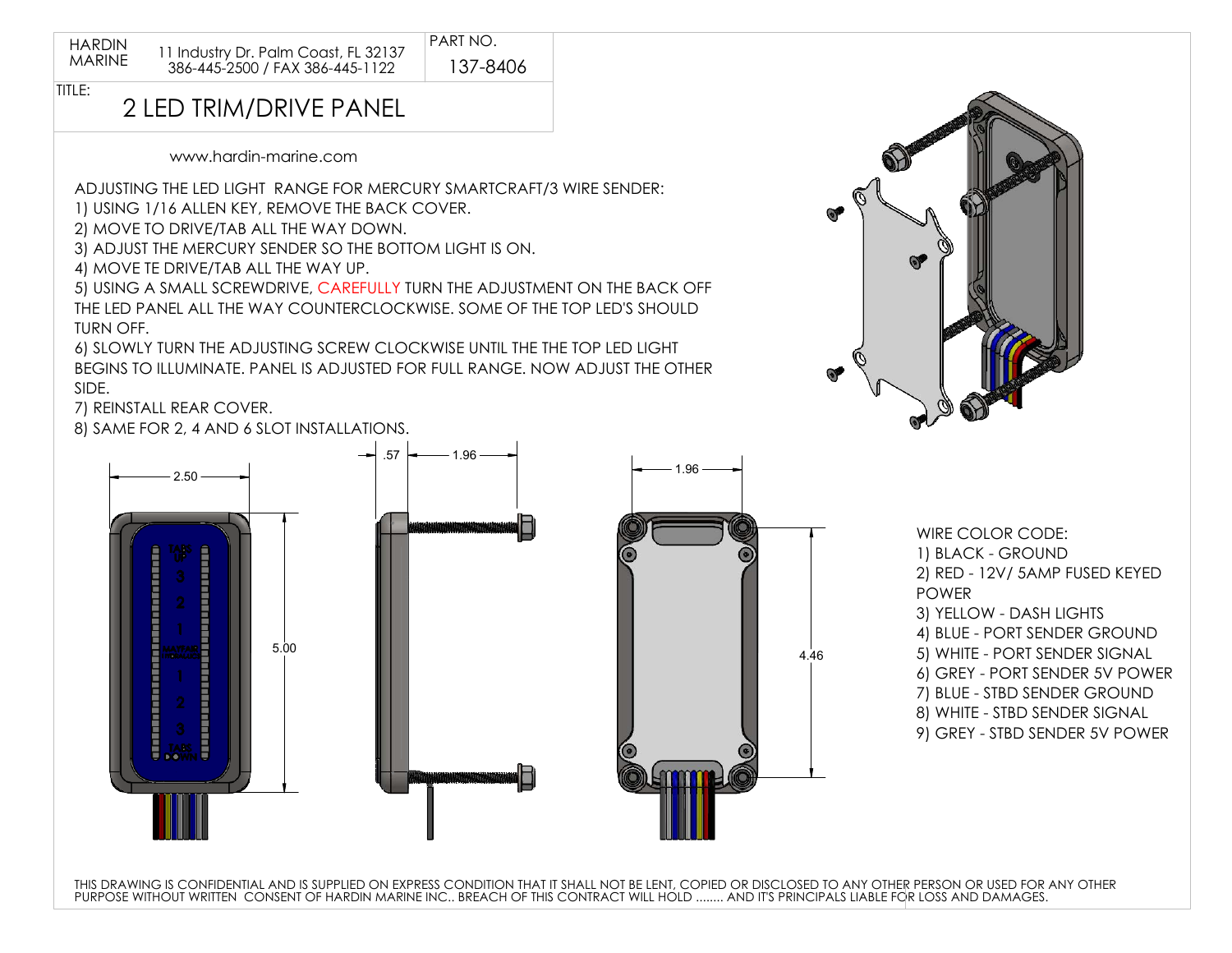HARDIN MARINE

11 Industry Dr. Palm Coast, FL 32137
386-445-2500 / FAX 386-445-1122

PART NO. 137-8406

TITLE:

# 2 LED TRIM/DRIVE PANEL

www.hardin-marine.com

ADJUSTING THE LED LIGHT RANGE FOR MERCURY SMARTCRAFT/3 WIRE SENDER:

1) USING 1/16 ALLEN KEY, REMOVE THE BACK COVER.
2) MOVE TO DRIVE/TAB ALL THE WAY DOWN.
3) ADJUST THE MERCURY SENDER SO THE BOTTOM LIGHT IS ON.
4) MOVE TE DRIVE/TAB ALL THE WAY UP.
5) USING A SMALL SCREWDRIVE, CAREFULLY TURN THE ADJUSTMENT ON THE BACK OFF THE LED PANEL ALL THE WAY COUNTERCLOCKWISE. SOME OF THE TOP LED'S SHOULD TURN OFF.
6) SLOWLY TURN THE ADJUSTING SCREW CLOCKWISE UNTIL THE THE TOP LED LIGHT BEGINS TO ILLUMINATE. PANEL IS ADJUSTED FOR FULL RANGE. NOW ADJUST THE OTHER SIDE.
7) REINSTALL REAR COVER.
8) SAME FOR 2, 4 AND 6 SLOT INSTALLATIONS.

2.50

5.00

.57

1.96

1.96

4.46

WIRE COLOR CODE:

1) BLACK - GROUND
2) RED - 12V/ 5AMP FUSED KEYED POWER
3) YELLOW - DASH LIGHTS
4) BLUE - PORT SENDER GROUND
5) WHITE - PORT SENDER SIGNAL
6) GREY - PORT SENDER 5V POWER
7) BLUE - STBD SENDER GROUND
8) WHITE - STBD SENDER SIGNAL
9) GREY - STBD SENDER 5V POWER

THIS DRAWING IS CONFIDENTIAL AND IS SUPPLIED ON EXPRESS CONDITION THAT IT SHALL NOT BE LENT, COPIED OR DISCLOSED TO ANY OTHER PERSON OR USED FOR ANY OTHER PURPOSE WITHOUT WRITTEN CONSENT OF HARDIN MARINE INC.. BREACH OF THIS CONTRACT WILL HOLD ........ AND IT'S PRINCIPALS LIABLE FOR LOSS AND DAMAGES.